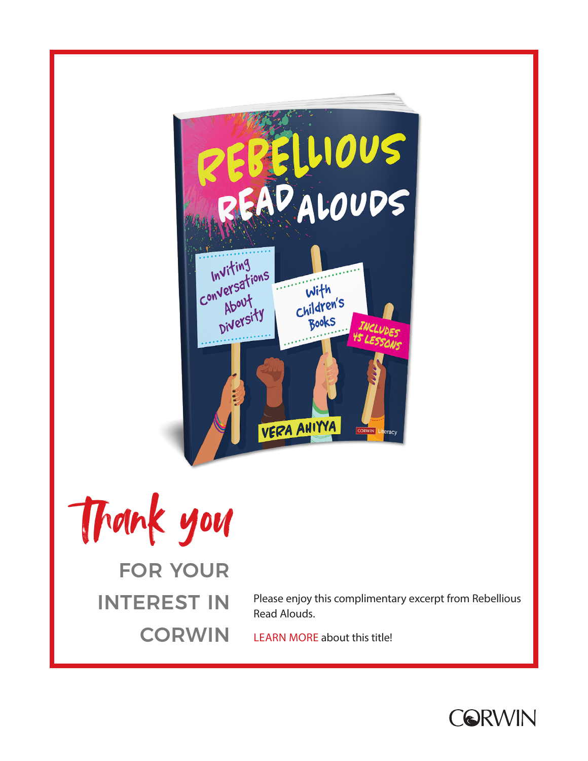# Thank you

FOR YOUR INTEREST IN CORWIN

Please enjoy this complimentary excerpt from Rebellious Read Alouds.

LEARN MORE about this title!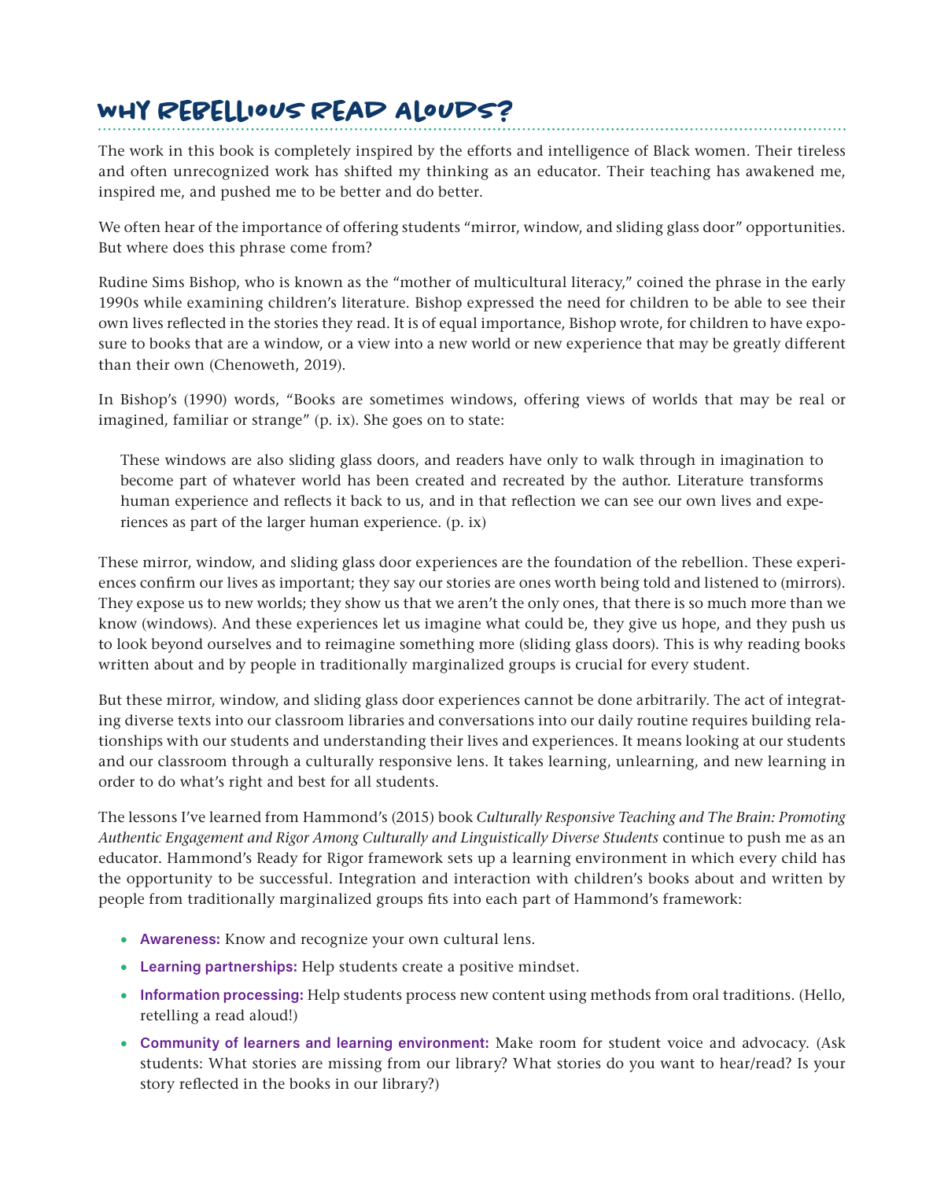## WHY REBELLIOUS READ ALOUDS?

The work in this book is completely inspired by the efforts and intelligence of Black women. Their tireless and often unrecognized work has shifted my thinking as an educator. Their teaching has awakened me, inspired me, and pushed me to be better and do better.

We often hear of the importance of offering students "mirror, window, and sliding glass door" opportunities. But where does this phrase come from?

Rudine Sims Bishop, who is known as the "mother of multicultural literacy," coined the phrase in the early 1990s while examining children's literature. Bishop expressed the need for children to be able to see their own lives reflected in the stories they read. It is of equal importance, Bishop wrote, for children to have exposure to books that are a window, or a view into a new world or new experience that may be greatly different than their own (Chenoweth, 2019).

In Bishop's (1990) words, "Books are sometimes windows, offering views of worlds that may be real or imagined, familiar or strange" (p. ix). She goes on to state:

> These windows are also sliding glass doors, and readers have only to walk through in imagination to become part of whatever world has been created and recreated by the author. Literature transforms human experience and reflects it back to us, and in that reflection we can see our own lives and experiences as part of the larger human experience. (p. ix)

These mirror, window, and sliding glass door experiences are the foundation of the rebellion. These experiences confirm our lives as important; they say our stories are ones worth being told and listened to (mirrors). They expose us to new worlds; they show us that we aren't the only ones, that there is so much more than we know (windows). And these experiences let us imagine what could be, they give us hope, and they push us to look beyond ourselves and to reimagine something more (sliding glass doors). This is why reading books written about and by people in traditionally marginalized groups is crucial for every student.

But these mirror, window, and sliding glass door experiences cannot be done arbitrarily. The act of integrating diverse texts into our classroom libraries and conversations into our daily routine requires building relationships with our students and understanding their lives and experiences. It means looking at our students and our classroom through a culturally responsive lens. It takes learning, unlearning, and new learning in order to do what's right and best for all students.

The lessons I've learned from Hammond's (2015) book *Culturally Responsive Teaching and The Brain: Promoting Authentic Engagement and Rigor Among Culturally and Linguistically Diverse Students* continue to push me as an educator. Hammond's Ready for Rigor framework sets up a learning environment in which every child has the opportunity to be successful. Integration and interaction with children's books about and written by people from traditionally marginalized groups fits into each part of Hammond's framework:

- **Awareness:** Know and recognize your own cultural lens.
- **Learning partnerships:** Help students create a positive mindset.
- **Information processing:** Help students process new content using methods from oral traditions. (Hello, retelling a read aloud!)
- **Community of learners and learning environment:** Make room for student voice and advocacy. (Ask students: What stories are missing from our library? What stories do you want to hear/read? Is your story reflected in the books in our library?)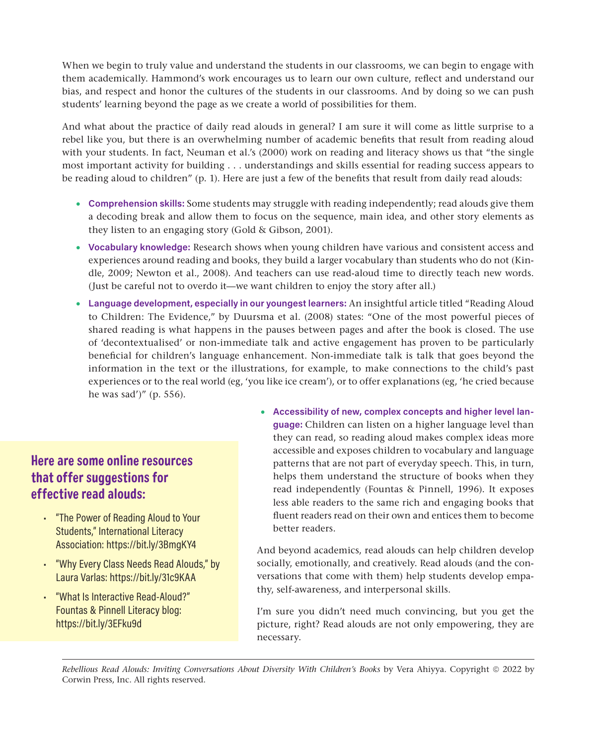When we begin to truly value and understand the students in our classrooms, we can begin to engage with them academically. Hammond's work encourages us to learn our own culture, reflect and understand our bias, and respect and honor the cultures of the students in our classrooms. And by doing so we can push students' learning beyond the page as we create a world of possibilities for them.

And what about the practice of daily read alouds in general? I am sure it will come as little surprise to a rebel like you, but there is an overwhelming number of academic benefits that result from reading aloud with your students. In fact, Neuman et al.'s (2000) work on reading and literacy shows us that "the single most important activity for building . . . understandings and skills essential for reading success appears to be reading aloud to children" (p. 1). Here are just a few of the benefits that result from daily read alouds:

- **Comprehension skills:** Some students may struggle with reading independently; read alouds give them a decoding break and allow them to focus on the sequence, main idea, and other story elements as they listen to an engaging story (Gold & Gibson, 2001).
- **Vocabulary knowledge:** Research shows when young children have various and consistent access and experiences around reading and books, they build a larger vocabulary than students who do not (Kindle, 2009; Newton et al., 2008). And teachers can use read-aloud time to directly teach new words. (Just be careful not to overdo it—we want children to enjoy the story after all.)
- **Language development, especially in our youngest learners:** An insightful article titled "Reading Aloud to Children: The Evidence," by Duursma et al. (2008) states: "One of the most powerful pieces of shared reading is what happens in the pauses between pages and after the book is closed. The use of 'decontextualised' or non-immediate talk and active engagement has proven to be particularly beneficial for children's language enhancement. Non-immediate talk is talk that goes beyond the information in the text or the illustrations, for example, to make connections to the child's past experiences or to the real world (eg, 'you like ice cream'), or to offer explanations (eg, 'he cried because he was sad')" (p. 556).
- **Accessibility of new, complex concepts and higher level language:** Children can listen on a higher language level than they can read, so reading aloud makes complex ideas more accessible and exposes children to vocabulary and language patterns that are not part of everyday speech. This, in turn, helps them understand the structure of books when they read independently (Fountas & Pinnell, 1996). It exposes less able readers to the same rich and engaging books that fluent readers read on their own and entices them to become better readers.

And beyond academics, read alouds can help children develop socially, emotionally, and creatively. Read alouds (and the conversations that come with them) help students develop empathy, self-awareness, and interpersonal skills.

I'm sure you didn't need much convincing, but you get the picture, right? Read alouds are not only empowering, they are necessary.

## Here are some online resources that offer suggestions for effective read alouds:

- "The Power of Reading Aloud to Your Students," International Literacy Association: https://bit.ly/3BmgKY4
- "Why Every Class Needs Read Alouds," by Laura Varlas: https://bit.ly/31c9KAA
- "What Is Interactive Read-Aloud?" Fountas & Pinnell Literacy blog: https://bit.ly/3EFku9d

*Rebellious Read Alouds: Inviting Conversations About Diversity With Children's Books* by Vera Ahiyya. Copyright © 2022 by Corwin Press, Inc. All rights reserved.